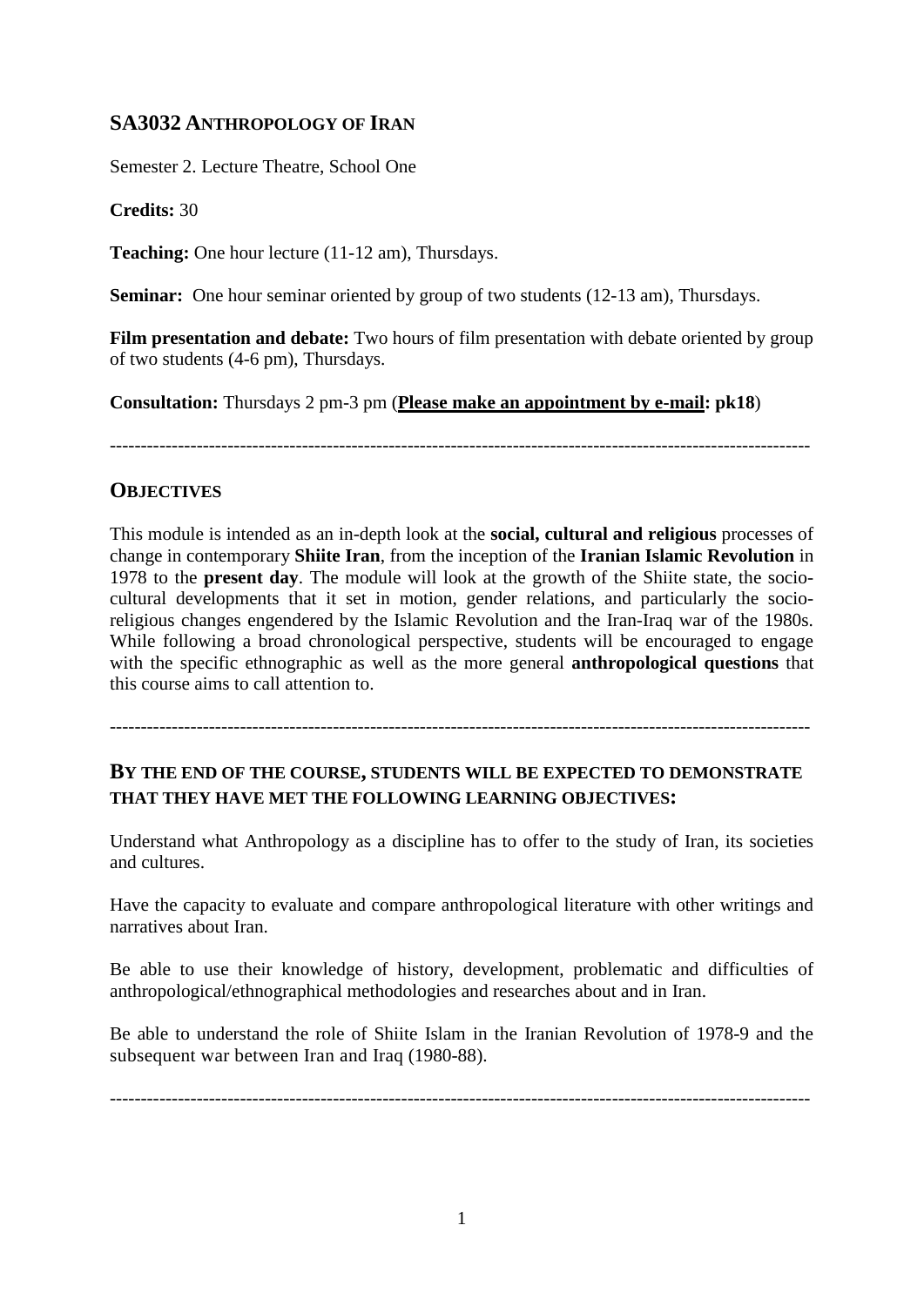# SA3032 ANTHROPOLOGY OF IRAN

Semester 2. Lecture Theatre, School One

**Credits:** 30

**Teaching:** One hour lecture (11-12 am), Thursdays.

**Seminar:** One hour seminar oriented by group of two students (12-13 am), Thursdays.

**Film presentation and debate:** Two hours of film presentation with debate oriented by group of two students (4-6 pm), Thursdays.

**Consultation:** Thursdays 2 pm-3 pm (**Please make an appointment by e-mail: pk18**)

---

## OBJECTIVES

This module is intended as an in-depth look at the **social, cultural and religious** processes of change in contemporary **Shiite Iran**, from the inception of the **Iranian Islamic Revolution** in 1978 to the **present day**. The module will look at the growth of the Shiite state, the socio-cultural developments that it set in motion, gender relations, and particularly the socio-religious changes engendered by the Islamic Revolution and the Iran-Iraq war of the 1980s. While following a broad chronological perspective, students will be encouraged to engage with the specific ethnographic as well as the more general **anthropological questions** that this course aims to call attention to.

---

## BY THE END OF THE COURSE, STUDENTS WILL BE EXPECTED TO DEMONSTRATE THAT THEY HAVE MET THE FOLLOWING LEARNING OBJECTIVES:

Understand what Anthropology as a discipline has to offer to the study of Iran, its societies and cultures.

Have the capacity to evaluate and compare anthropological literature with other writings and narratives about Iran.

Be able to use their knowledge of history, development, problematic and difficulties of anthropological/ethnographical methodologies and researches about and in Iran.

Be able to understand the role of Shiite Islam in the Iranian Revolution of 1978-9 and the subsequent war between Iran and Iraq (1980-88).

---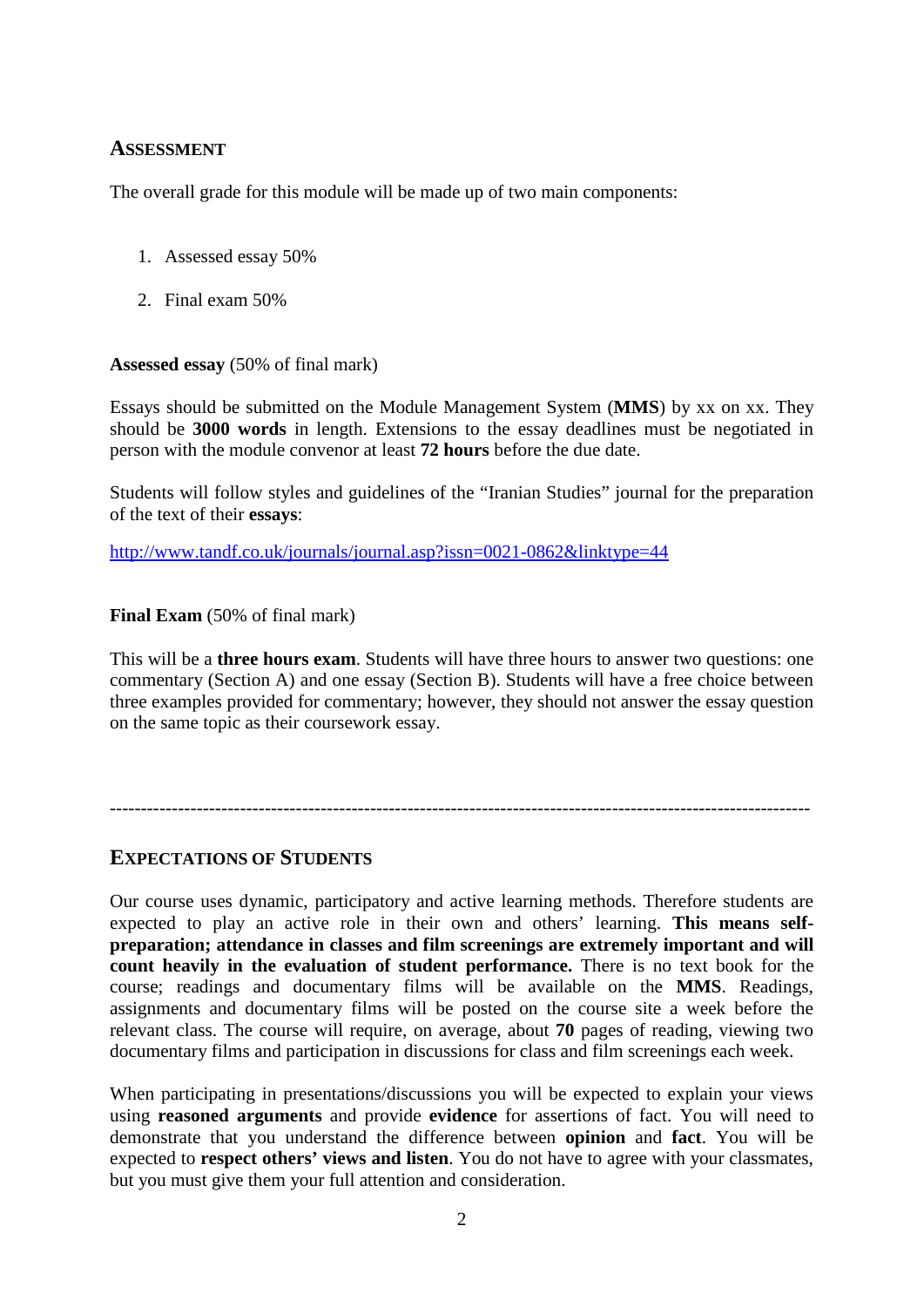## ASSESSMENT

The overall grade for this module will be made up of two main components:

1. Assessed essay 50%
2. Final exam 50%

**Assessed essay** (50% of final mark)

Essays should be submitted on the Module Management System (**MMS**) by xx on xx. They should be **3000 words** in length. Extensions to the essay deadlines must be negotiated in person with the module convenor at least **72 hours** before the due date.

Students will follow styles and guidelines of the "Iranian Studies" journal for the preparation of the text of their **essays**:

http://www.tandf.co.uk/journals/journal.asp?issn=0021-0862&linktype=44

**Final Exam** (50% of final mark)

This will be a **three hours exam**. Students will have three hours to answer two questions: one commentary (Section A) and one essay (Section B). Students will have a free choice between three examples provided for commentary; however, they should not answer the essay question on the same topic as their coursework essay.

---

## EXPECTATIONS OF STUDENTS

Our course uses dynamic, participatory and active learning methods. Therefore students are expected to play an active role in their own and others' learning. **This means self-preparation; attendance in classes and film screenings are extremely important and will count heavily in the evaluation of student performance.** There is no text book for the course; readings and documentary films will be available on the **MMS**. Readings, assignments and documentary films will be posted on the course site a week before the relevant class. The course will require, on average, about **70** pages of reading, viewing two documentary films and participation in discussions for class and film screenings each week.

When participating in presentations/discussions you will be expected to explain your views using **reasoned arguments** and provide **evidence** for assertions of fact. You will need to demonstrate that you understand the difference between **opinion** and **fact**. You will be expected to **respect others' views and listen**. You do not have to agree with your classmates, but you must give them your full attention and consideration.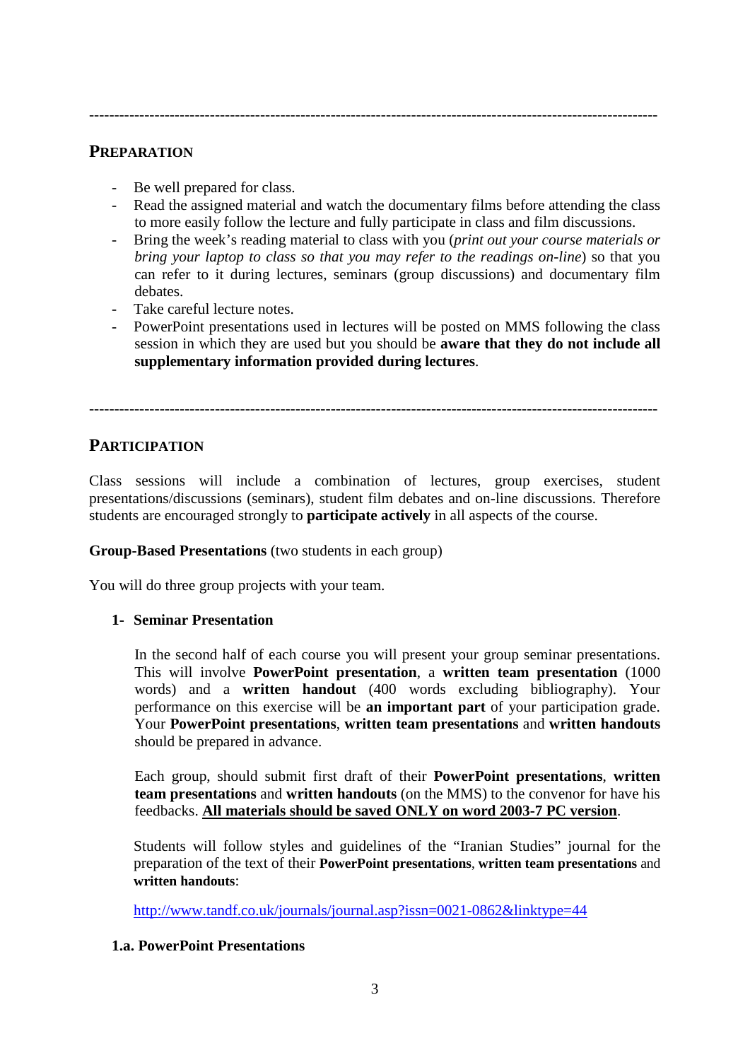---

## PREPARATION

- Be well prepared for class.
- Read the assigned material and watch the documentary films before attending the class to more easily follow the lecture and fully participate in class and film discussions.
- Bring the week's reading material to class with you (*print out your course materials or bring your laptop to class so that you may refer to the readings on-line*) so that you can refer to it during lectures, seminars (group discussions) and documentary film debates.
- Take careful lecture notes.
- PowerPoint presentations used in lectures will be posted on MMS following the class session in which they are used but you should be **aware that they do not include all supplementary information provided during lectures**.

---

## PARTICIPATION

Class sessions will include a combination of lectures, group exercises, student presentations/discussions (seminars), student film debates and on-line discussions. Therefore students are encouraged strongly to **participate actively** in all aspects of the course.

**Group-Based Presentations** (two students in each group)

You will do three group projects with your team.

**1- Seminar Presentation**

In the second half of each course you will present your group seminar presentations. This will involve **PowerPoint presentation**, a **written team presentation** (1000 words) and a **written handout** (400 words excluding bibliography). Your performance on this exercise will be **an important part** of your participation grade. Your **PowerPoint presentations**, **written team presentations** and **written handouts** should be prepared in advance.

Each group, should submit first draft of their **PowerPoint presentations**, **written team presentations** and **written handouts** (on the MMS) to the convenor for have his feedbacks. **<u>All materials should be saved ONLY on word 2003-7 PC version</u>**.

Students will follow styles and guidelines of the "Iranian Studies" journal for the preparation of the text of their **PowerPoint presentations**, **written team presentations** and **written handouts**:

http://www.tandf.co.uk/journals/journal.asp?issn=0021-0862&linktype=44

**1.a. PowerPoint Presentations**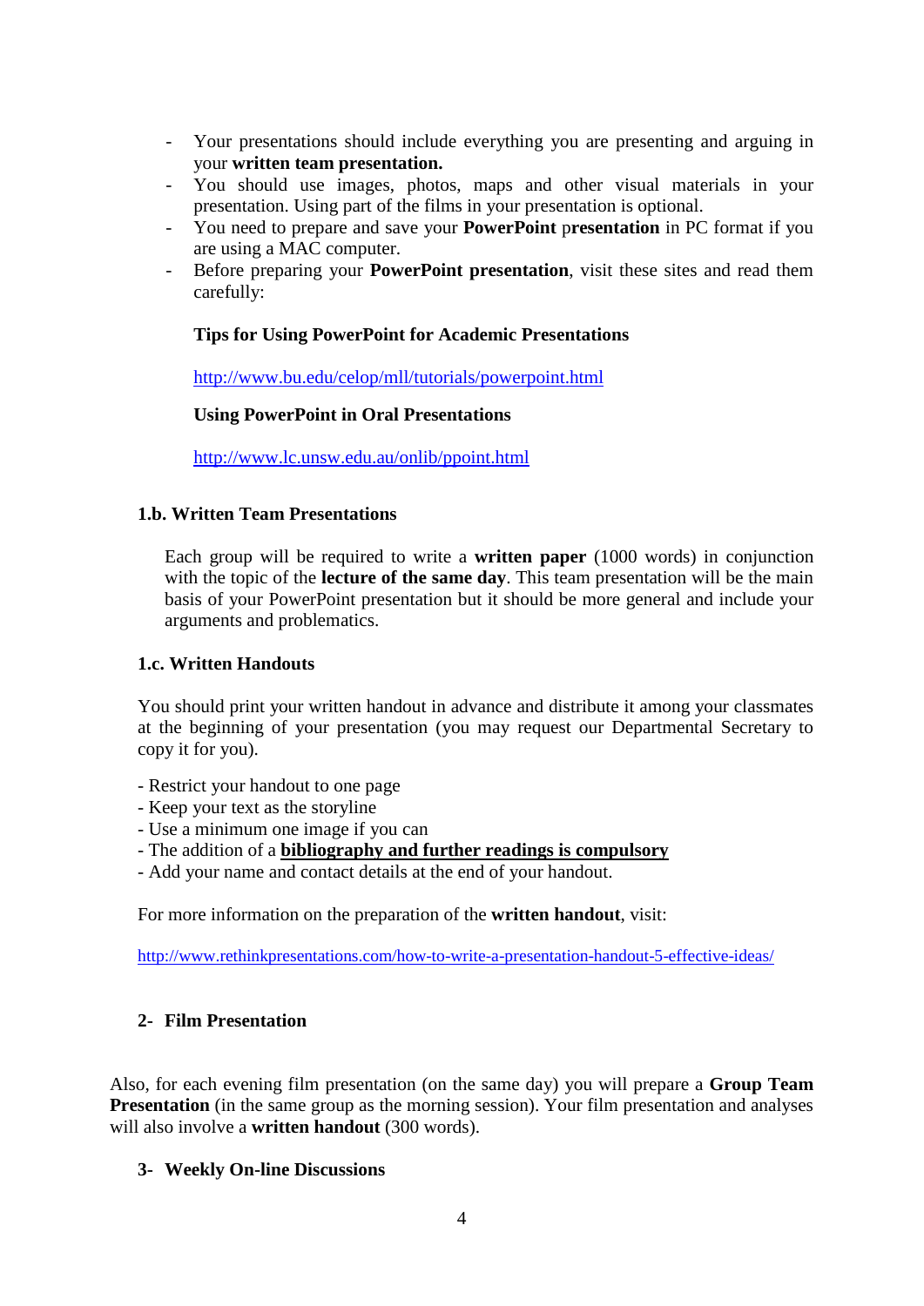- Your presentations should include everything you are presenting and arguing in your **written team presentation.**
- You should use images, photos, maps and other visual materials in your presentation. Using part of the films in your presentation is optional.
- You need to prepare and save your **PowerPoint** p**resentation** in PC format if you are using a MAC computer.
- Before preparing your **PowerPoint presentation**, visit these sites and read them carefully:

  **Tips for Using PowerPoint for Academic Presentations**

  http://www.bu.edu/celop/mll/tutorials/powerpoint.html

  **Using PowerPoint in Oral Presentations**

  http://www.lc.unsw.edu.au/onlib/ppoint.html

### 1.b. Written Team Presentations

Each group will be required to write a **written paper** (1000 words) in conjunction with the topic of the **lecture of the same day**. This team presentation will be the main basis of your PowerPoint presentation but it should be more general and include your arguments and problematics.

### 1.c. Written Handouts

You should print your written handout in advance and distribute it among your classmates at the beginning of your presentation (you may request our Departmental Secretary to copy it for you).

- Restrict your handout to one page
- Keep your text as the storyline
- Use a minimum one image if you can
- The addition of a **bibliography and further readings is compulsory**
- Add your name and contact details at the end of your handout.

For more information on the preparation of the **written handout**, visit:

http://www.rethinkpresentations.com/how-to-write-a-presentation-handout-5-effective-ideas/

## 2- Film Presentation

Also, for each evening film presentation (on the same day) you will prepare a **Group Team Presentation** (in the same group as the morning session). Your film presentation and analyses will also involve a **written handout** (300 words).

## 3- Weekly On-line Discussions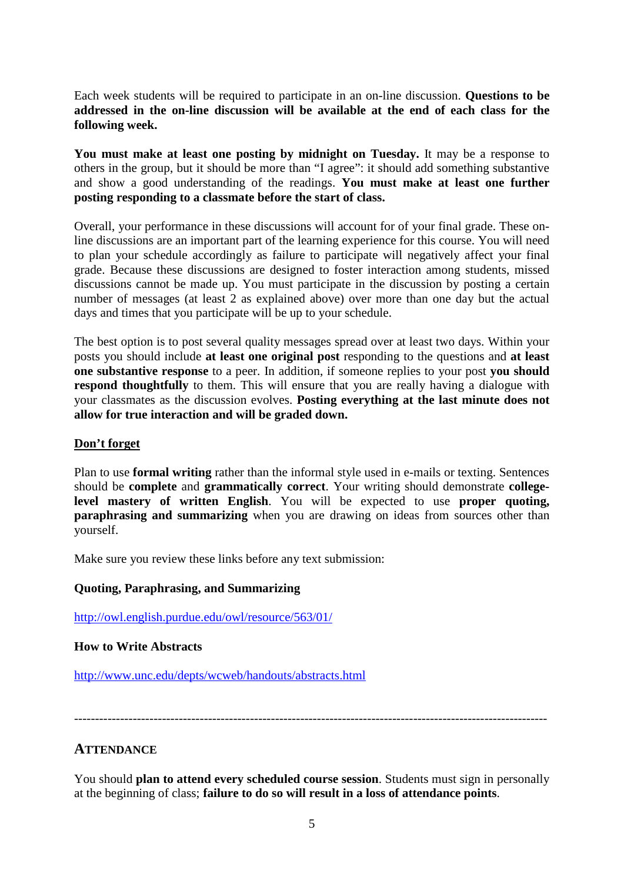Each week students will be required to participate in an on-line discussion. **Questions to be addressed in the on-line discussion will be available at the end of each class for the following week.**

**You must make at least one posting by midnight on Tuesday.** It may be a response to others in the group, but it should be more than "I agree": it should add something substantive and show a good understanding of the readings. **You must make at least one further posting responding to a classmate before the start of class.**

Overall, your performance in these discussions will account for of your final grade. These on-line discussions are an important part of the learning experience for this course. You will need to plan your schedule accordingly as failure to participate will negatively affect your final grade. Because these discussions are designed to foster interaction among students, missed discussions cannot be made up. You must participate in the discussion by posting a certain number of messages (at least 2 as explained above) over more than one day but the actual days and times that you participate will be up to your schedule.

The best option is to post several quality messages spread over at least two days. Within your posts you should include **at least one original post** responding to the questions and **at least one substantive response** to a peer. In addition, if someone replies to your post **you should respond thoughtfully** to them. This will ensure that you are really having a dialogue with your classmates as the discussion evolves. **Posting everything at the last minute does not allow for true interaction and will be graded down.**

**<u>Don't forget</u>**

Plan to use **formal writing** rather than the informal style used in e-mails or texting. Sentences should be **complete** and **grammatically correct**. Your writing should demonstrate **college-level mastery of written English**. You will be expected to use **proper quoting, paraphrasing and summarizing** when you are drawing on ideas from sources other than yourself.

Make sure you review these links before any text submission:

**Quoting, Paraphrasing, and Summarizing**

http://owl.english.purdue.edu/owl/resource/563/01/

**How to Write Abstracts**

http://www.unc.edu/depts/wcweb/handouts/abstracts.html

---

## ATTENDANCE

You should **plan to attend every scheduled course session**. Students must sign in personally at the beginning of class; **failure to do so will result in a loss of attendance points**.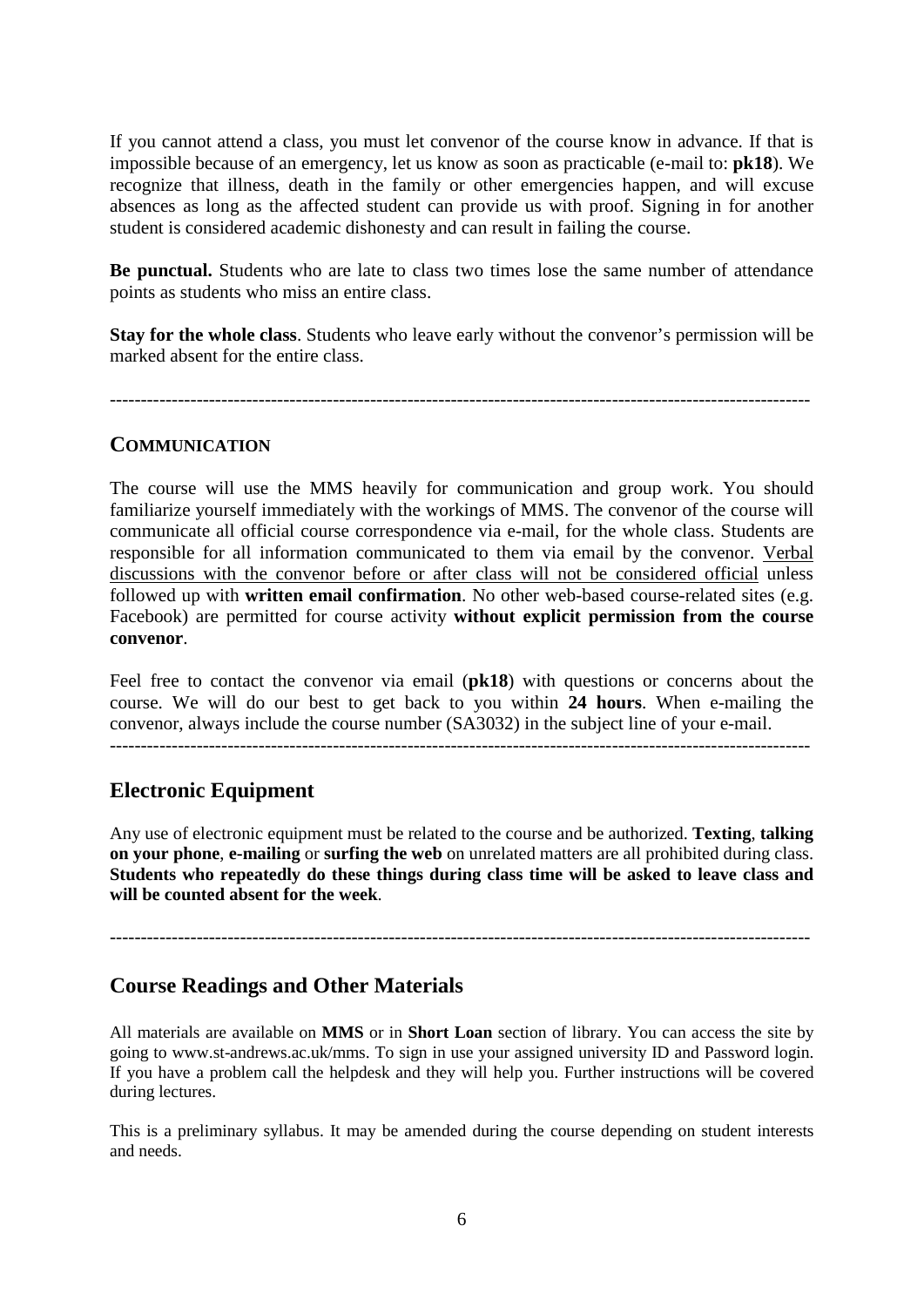If you cannot attend a class, you must let convenor of the course know in advance. If that is impossible because of an emergency, let us know as soon as practicable (e-mail to: **pk18**). We recognize that illness, death in the family or other emergencies happen, and will excuse absences as long as the affected student can provide us with proof. Signing in for another student is considered academic dishonesty and can result in failing the course.

**Be punctual.** Students who are late to class two times lose the same number of attendance points as students who miss an entire class.

**Stay for the whole class**. Students who leave early without the convenor's permission will be marked absent for the entire class.

---

## COMMUNICATION

The course will use the MMS heavily for communication and group work. You should familiarize yourself immediately with the workings of MMS. The convenor of the course will communicate all official course correspondence via e-mail, for the whole class. Students are responsible for all information communicated to them via email by the convenor. <u>Verbal discussions with the convenor before or after class will not be considered official</u> unless followed up with **written email confirmation**. No other web-based course-related sites (e.g. Facebook) are permitted for course activity **without explicit permission from the course convenor**.

Feel free to contact the convenor via email (**pk18**) with questions or concerns about the course. We will do our best to get back to you within **24 hours**. When e-mailing the convenor, always include the course number (SA3032) in the subject line of your e-mail.

---

## Electronic Equipment

Any use of electronic equipment must be related to the course and be authorized. **Texting**, **talking on your phone**, **e-mailing** or **surfing the web** on unrelated matters are all prohibited during class. **Students who repeatedly do these things during class time will be asked to leave class and will be counted absent for the week**.

---

## Course Readings and Other Materials

All materials are available on **MMS** or in **Short Loan** section of library. You can access the site by going to www.st-andrews.ac.uk/mms. To sign in use your assigned university ID and Password login. If you have a problem call the helpdesk and they will help you. Further instructions will be covered during lectures.

This is a preliminary syllabus. It may be amended during the course depending on student interests and needs.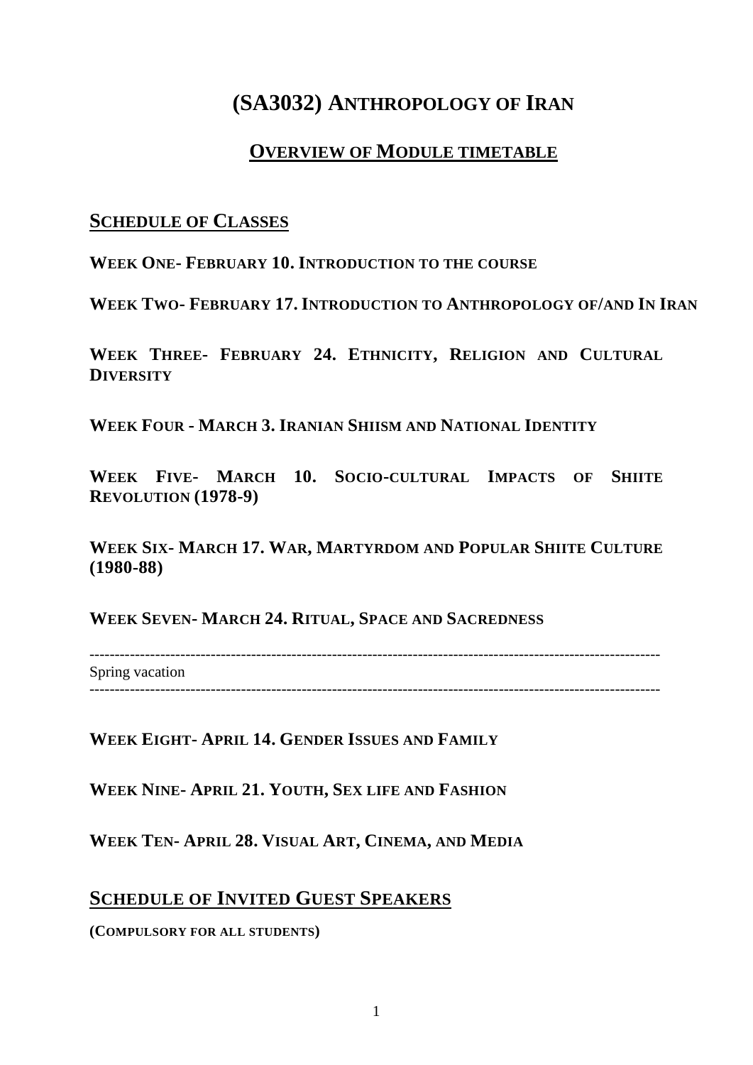# (SA3032) ANTHROPOLOGY OF IRAN

## OVERVIEW OF MODULE TIMETABLE

### SCHEDULE OF CLASSES

**WEEK ONE- FEBRUARY 10. INTRODUCTION TO THE COURSE**

**WEEK TWO- FEBRUARY 17. INTRODUCTION TO ANTHROPOLOGY OF/AND IN IRAN**

**WEEK THREE- FEBRUARY 24. ETHNICITY, RELIGION AND CULTURAL DIVERSITY**

**WEEK FOUR - MARCH 3. IRANIAN SHIISM AND NATIONAL IDENTITY**

**WEEK FIVE- MARCH 10. SOCIO-CULTURAL IMPACTS OF SHIITE REVOLUTION (1978-9)**

**WEEK SIX- MARCH 17. WAR, MARTYRDOM AND POPULAR SHIITE CULTURE (1980-88)**

**WEEK SEVEN- MARCH 24. RITUAL, SPACE AND SACREDNESS**

---

Spring vacation

---

**WEEK EIGHT- APRIL 14. GENDER ISSUES AND FAMILY**

**WEEK NINE- APRIL 21. YOUTH, SEX LIFE AND FASHION**

**WEEK TEN- APRIL 28. VISUAL ART, CINEMA, AND MEDIA**

### SCHEDULE OF INVITED GUEST SPEAKERS

**(COMPULSORY FOR ALL STUDENTS)**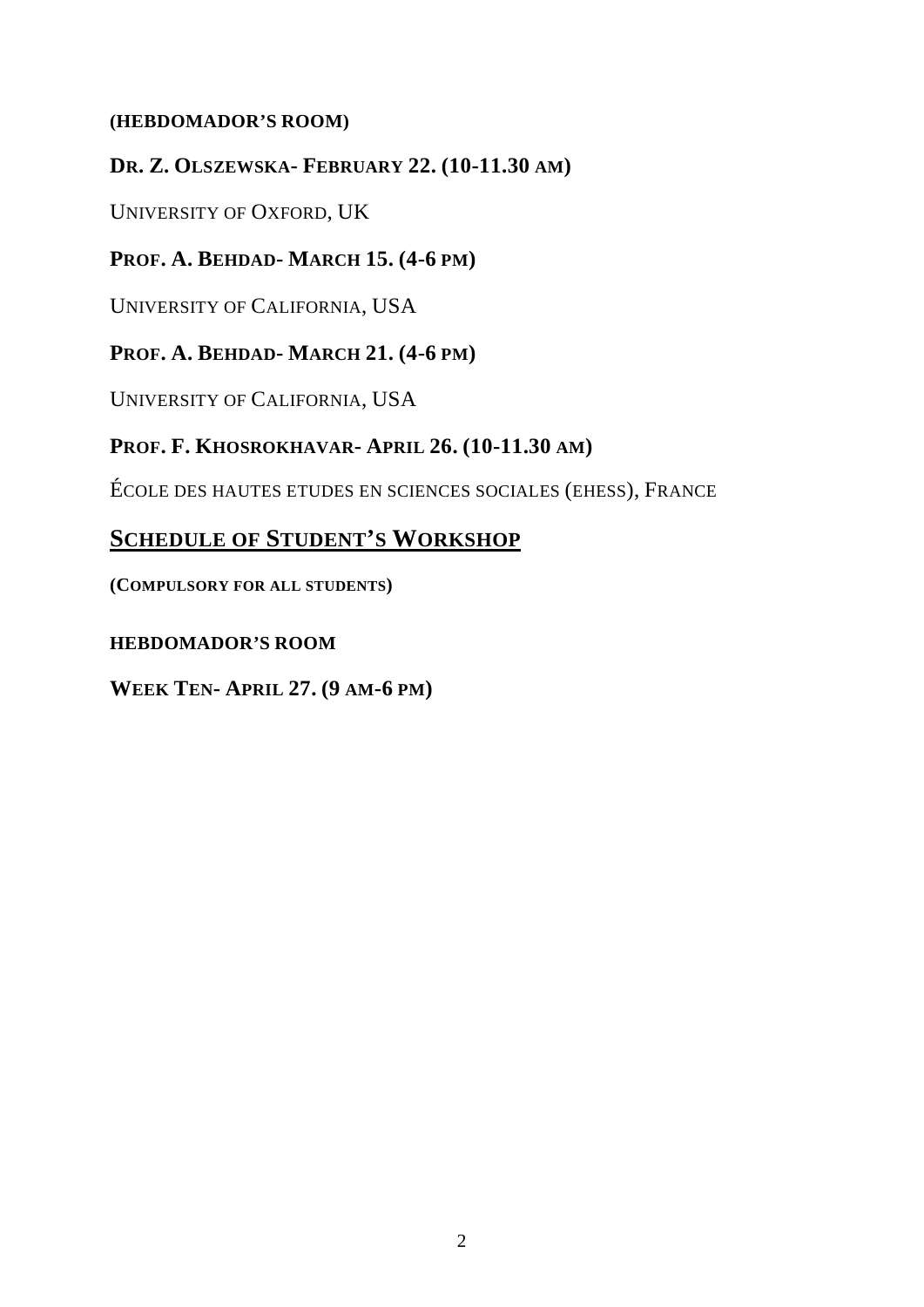**(HEBDOMADOR'S ROOM)**

**DR. Z. OLSZEWSKA- FEBRUARY 22. (10-11.30 AM)**

UNIVERSITY OF OXFORD, UK

**PROF. A. BEHDAD- MARCH 15. (4-6 PM)**

UNIVERSITY OF CALIFORNIA, USA

**PROF. A. BEHDAD- MARCH 21. (4-6 PM)**

UNIVERSITY OF CALIFORNIA, USA

**PROF. F. KHOSROKHAVAR- APRIL 26. (10-11.30 AM)**

ÉCOLE DES HAUTES ETUDES EN SCIENCES SOCIALES (EHESS), FRANCE

## SCHEDULE OF STUDENT'S WORKSHOP

**(COMPULSORY FOR ALL STUDENTS)**

**HEBDOMADOR'S ROOM**

**WEEK TEN- APRIL 27. (9 AM-6 PM)**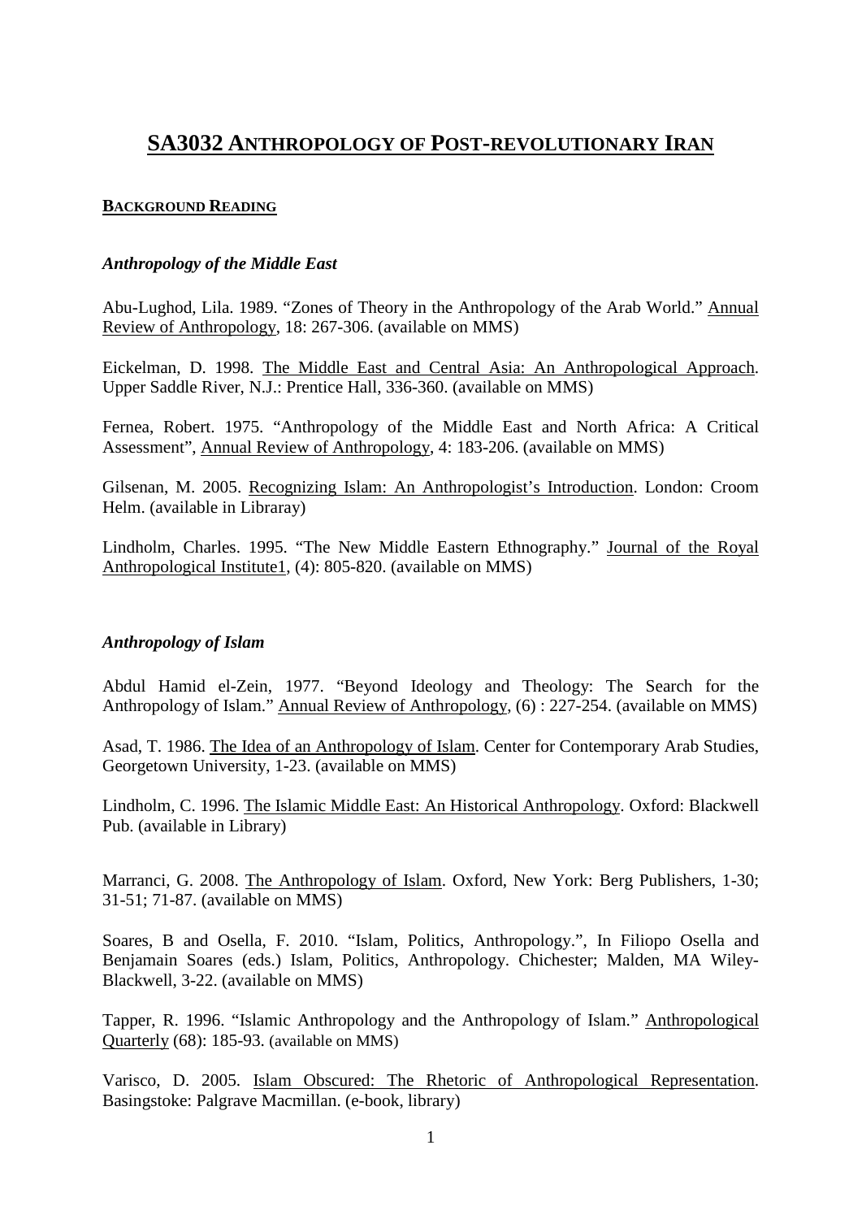# SA3032 ANTHROPOLOGY OF POST-REVOLUTIONARY IRAN

## BACKGROUND READING

### *Anthropology of the Middle East*

Abu-Lughod, Lila. 1989. "Zones of Theory in the Anthropology of the Arab World." Annual Review of Anthropology, 18: 267-306. (available on MMS)

Eickelman, D. 1998. The Middle East and Central Asia: An Anthropological Approach. Upper Saddle River, N.J.: Prentice Hall, 336-360. (available on MMS)

Fernea, Robert. 1975. "Anthropology of the Middle East and North Africa: A Critical Assessment", Annual Review of Anthropology, 4: 183-206. (available on MMS)

Gilsenan, M. 2005. Recognizing Islam: An Anthropologist's Introduction. London: Croom Helm. (available in Libraray)

Lindholm, Charles. 1995. "The New Middle Eastern Ethnography." Journal of the Royal Anthropological Institute1, (4): 805-820. (available on MMS)

### *Anthropology of Islam*

Abdul Hamid el-Zein, 1977. "Beyond Ideology and Theology: The Search for the Anthropology of Islam." Annual Review of Anthropology, (6) : 227-254. (available on MMS)

Asad, T. 1986. The Idea of an Anthropology of Islam. Center for Contemporary Arab Studies, Georgetown University, 1-23. (available on MMS)

Lindholm, C. 1996. The Islamic Middle East: An Historical Anthropology. Oxford: Blackwell Pub. (available in Library)

Marranci, G. 2008. The Anthropology of Islam. Oxford, New York: Berg Publishers, 1-30; 31-51; 71-87. (available on MMS)

Soares, B and Osella, F. 2010. "Islam, Politics, Anthropology.", In Filiopo Osella and Benjamain Soares (eds.) Islam, Politics, Anthropology. Chichester; Malden, MA Wiley-Blackwell, 3-22. (available on MMS)

Tapper, R. 1996. "Islamic Anthropology and the Anthropology of Islam." Anthropological Quarterly (68): 185-93. (available on MMS)

Varisco, D. 2005. Islam Obscured: The Rhetoric of Anthropological Representation. Basingstoke: Palgrave Macmillan. (e-book, library)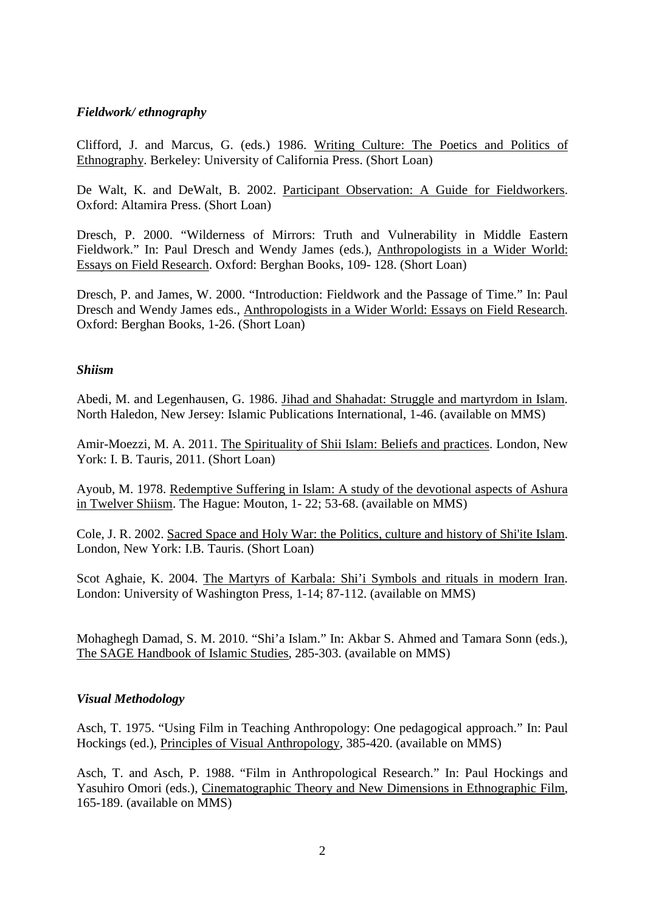### *Fieldwork/ ethnography*

Clifford, J. and Marcus, G. (eds.) 1986. Writing Culture: The Poetics and Politics of Ethnography. Berkeley: University of California Press. (Short Loan)

De Walt, K. and DeWalt, B. 2002. Participant Observation: A Guide for Fieldworkers. Oxford: Altamira Press. (Short Loan)

Dresch, P. 2000. "Wilderness of Mirrors: Truth and Vulnerability in Middle Eastern Fieldwork." In: Paul Dresch and Wendy James (eds.), Anthropologists in a Wider World: Essays on Field Research. Oxford: Berghan Books, 109- 128. (Short Loan)

Dresch, P. and James, W. 2000. "Introduction: Fieldwork and the Passage of Time." In: Paul Dresch and Wendy James eds., Anthropologists in a Wider World: Essays on Field Research. Oxford: Berghan Books, 1-26. (Short Loan)

### *Shiism*

Abedi, M. and Legenhausen, G. 1986. Jihad and Shahadat: Struggle and martyrdom in Islam. North Haledon, New Jersey: Islamic Publications International, 1-46. (available on MMS)

Amir-Moezzi, M. A. 2011. The Spirituality of Shii Islam: Beliefs and practices. London, New York: I. B. Tauris, 2011. (Short Loan)

Ayoub, M. 1978. Redemptive Suffering in Islam: A study of the devotional aspects of Ashura in Twelver Shiism. The Hague: Mouton, 1- 22; 53-68. (available on MMS)

Cole, J. R. 2002. Sacred Space and Holy War: the Politics, culture and history of Shi'ite Islam. London, New York: I.B. Tauris. (Short Loan)

Scot Aghaie, K. 2004. The Martyrs of Karbala: Shi'i Symbols and rituals in modern Iran. London: University of Washington Press, 1-14; 87-112. (available on MMS)

Mohaghegh Damad, S. M. 2010. "Shi'a Islam." In: Akbar S. Ahmed and Tamara Sonn (eds.), The SAGE Handbook of Islamic Studies, 285-303. (available on MMS)

### *Visual Methodology*

Asch, T. 1975. "Using Film in Teaching Anthropology: One pedagogical approach." In: Paul Hockings (ed.), Principles of Visual Anthropology, 385-420. (available on MMS)

Asch, T. and Asch, P. 1988. "Film in Anthropological Research." In: Paul Hockings and Yasuhiro Omori (eds.), Cinematographic Theory and New Dimensions in Ethnographic Film, 165-189. (available on MMS)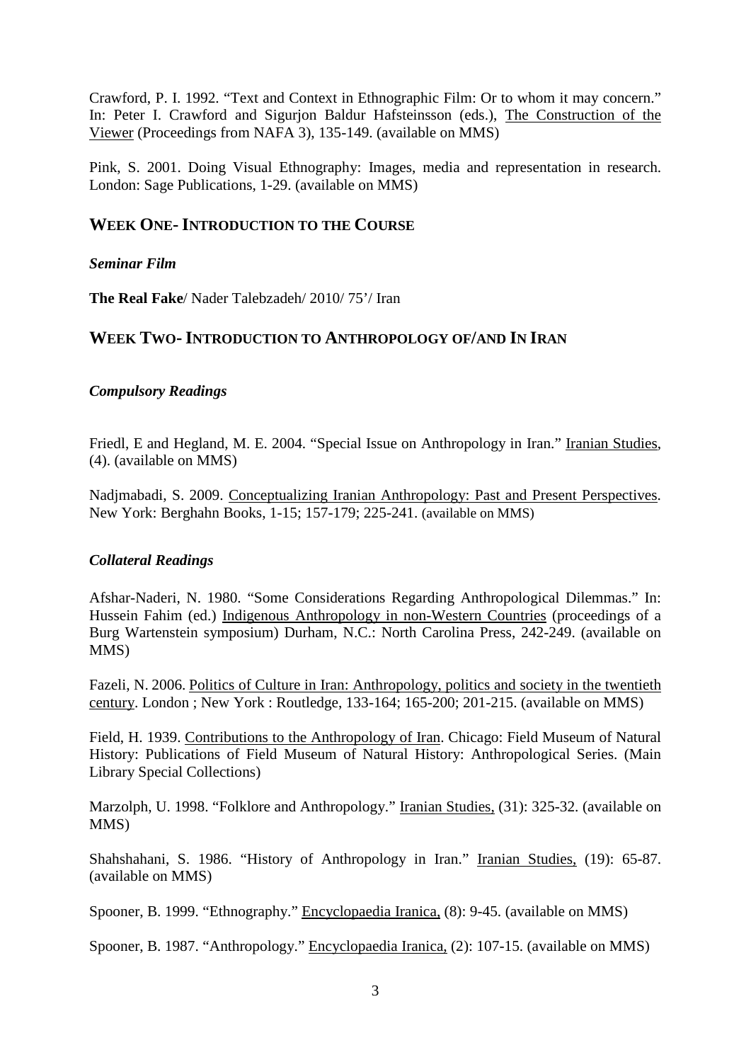Crawford, P. I. 1992. "Text and Context in Ethnographic Film: Or to whom it may concern." In: Peter I. Crawford and Sigurjon Baldur Hafsteinsson (eds.), The Construction of the Viewer (Proceedings from NAFA 3), 135-149. (available on MMS)

Pink, S. 2001. Doing Visual Ethnography: Images, media and representation in research. London: Sage Publications, 1-29. (available on MMS)

## WEEK ONE- INTRODUCTION TO THE COURSE

### *Seminar Film*

**The Real Fake**/ Nader Talebzadeh/ 2010/ 75'/ Iran

## WEEK TWO- INTRODUCTION TO ANTHROPOLOGY OF/AND IN IRAN

### *Compulsory Readings*

Friedl, E and Hegland, M. E. 2004. "Special Issue on Anthropology in Iran." Iranian Studies, (4). (available on MMS)

Nadjmabadi, S. 2009. Conceptualizing Iranian Anthropology: Past and Present Perspectives. New York: Berghahn Books, 1-15; 157-179; 225-241. (available on MMS)

### *Collateral Readings*

Afshar-Naderi, N. 1980. "Some Considerations Regarding Anthropological Dilemmas." In: Hussein Fahim (ed.) Indigenous Anthropology in non-Western Countries (proceedings of a Burg Wartenstein symposium) Durham, N.C.: North Carolina Press, 242-249. (available on MMS)

Fazeli, N. 2006. Politics of Culture in Iran: Anthropology, politics and society in the twentieth century. London ; New York : Routledge, 133-164; 165-200; 201-215. (available on MMS)

Field, H. 1939. Contributions to the Anthropology of Iran. Chicago: Field Museum of Natural History: Publications of Field Museum of Natural History: Anthropological Series. (Main Library Special Collections)

Marzolph, U. 1998. "Folklore and Anthropology." Iranian Studies, (31): 325-32. (available on MMS)

Shahshahani, S. 1986. "History of Anthropology in Iran." Iranian Studies, (19): 65-87. (available on MMS)

Spooner, B. 1999. "Ethnography." Encyclopaedia Iranica, (8): 9-45. (available on MMS)

Spooner, B. 1987. "Anthropology." Encyclopaedia Iranica, (2): 107-15. (available on MMS)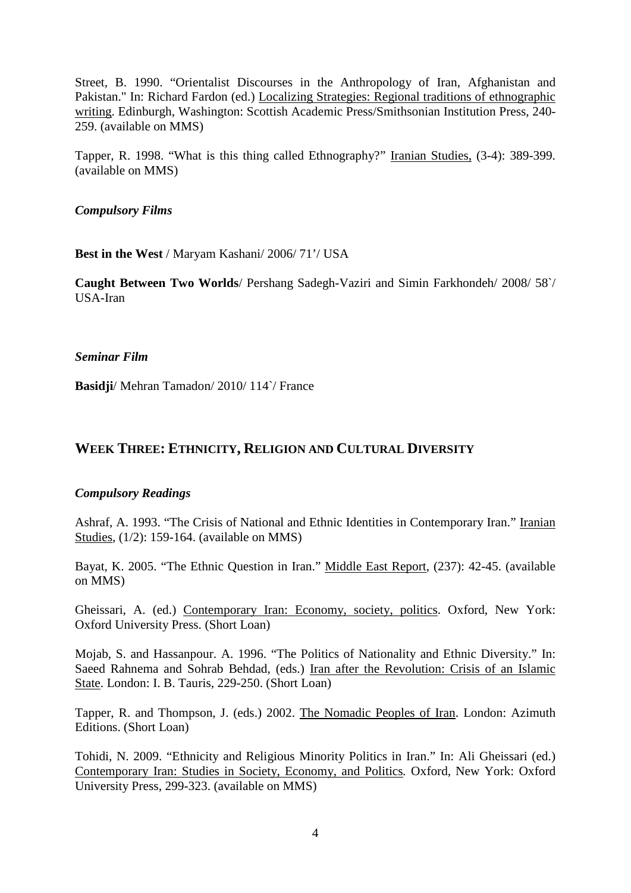Street, B. 1990. "Orientalist Discourses in the Anthropology of Iran, Afghanistan and Pakistan." In: Richard Fardon (ed.) Localizing Strategies: Regional traditions of ethnographic writing. Edinburgh, Washington: Scottish Academic Press/Smithsonian Institution Press, 240-259. (available on MMS)

Tapper, R. 1998. "What is this thing called Ethnography?" Iranian Studies, (3-4): 389-399. (available on MMS)

***Compulsory Films***

**Best in the West** / Maryam Kashani/ 2006/ 71'/ USA

**Caught Between Two Worlds**/ Pershang Sadegh-Vaziri and Simin Farkhondeh/ 2008/ 58`/ USA-Iran

***Seminar Film***

**Basidji**/ Mehran Tamadon/ 2010/ 114`/ France

## WEEK THREE: ETHNICITY, RELIGION AND CULTURAL DIVERSITY

***Compulsory Readings***

Ashraf, A. 1993. "The Crisis of National and Ethnic Identities in Contemporary Iran." Iranian Studies, (1/2): 159-164. (available on MMS)

Bayat, K. 2005. "The Ethnic Question in Iran." Middle East Report, (237): 42-45. (available on MMS)

Gheissari, A. (ed.) Contemporary Iran: Economy, society, politics. Oxford, New York: Oxford University Press. (Short Loan)

Mojab, S. and Hassanpour. A. 1996. "The Politics of Nationality and Ethnic Diversity." In: Saeed Rahnema and Sohrab Behdad, (eds.) Iran after the Revolution: Crisis of an Islamic State. London: I. B. Tauris, 229-250. (Short Loan)

Tapper, R. and Thompson, J. (eds.) 2002. The Nomadic Peoples of Iran. London: Azimuth Editions. (Short Loan)

Tohidi, N. 2009. "Ethnicity and Religious Minority Politics in Iran." In: Ali Gheissari (ed.) Contemporary Iran: Studies in Society, Economy, and Politics. Oxford, New York: Oxford University Press, 299-323. (available on MMS)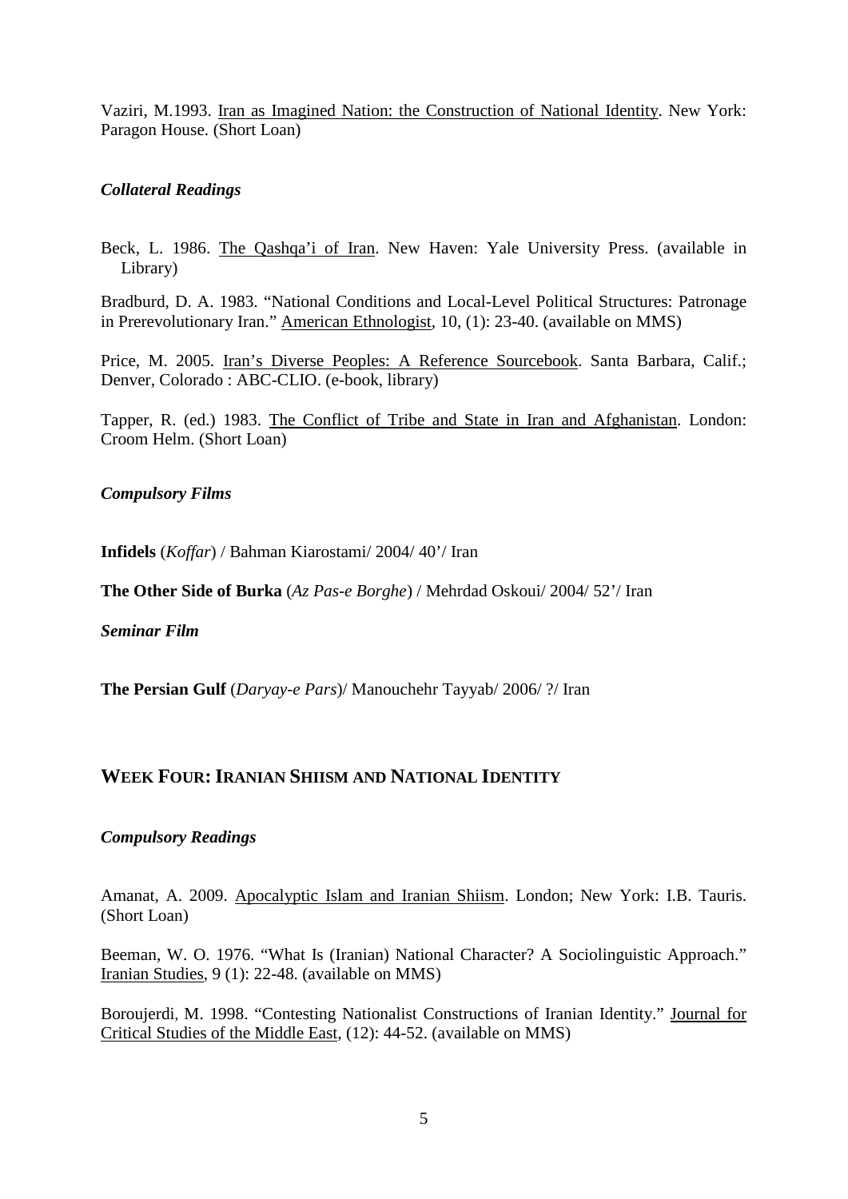Vaziri, M.1993. Iran as Imagined Nation: the Construction of National Identity. New York: Paragon House. (Short Loan)

### *Collateral Readings*

Beck, L. 1986. The Qashqa'i of Iran. New Haven: Yale University Press. (available in Library)

Bradburd, D. A. 1983. "National Conditions and Local-Level Political Structures: Patronage in Prerevolutionary Iran." American Ethnologist, 10, (1): 23-40. (available on MMS)

Price, M. 2005. Iran's Diverse Peoples: A Reference Sourcebook. Santa Barbara, Calif.; Denver, Colorado : ABC-CLIO. (e-book, library)

Tapper, R. (ed.) 1983. The Conflict of Tribe and State in Iran and Afghanistan. London: Croom Helm. (Short Loan)

### *Compulsory Films*

**Infidels** (*Koffar*) / Bahman Kiarostami/ 2004/ 40'/ Iran

**The Other Side of Burka** (*Az Pas-e Borghe*) / Mehrdad Oskoui/ 2004/ 52'/ Iran

### *Seminar Film*

**The Persian Gulf** (*Daryay-e Pars*)/ Manouchehr Tayyab/ 2006/ ?/ Iran

## WEEK FOUR: IRANIAN SHIISM AND NATIONAL IDENTITY

### *Compulsory Readings*

Amanat, A. 2009. Apocalyptic Islam and Iranian Shiism. London; New York: I.B. Tauris. (Short Loan)

Beeman, W. O. 1976. "What Is (Iranian) National Character? A Sociolinguistic Approach." Iranian Studies, 9 (1): 22-48. (available on MMS)

Boroujerdi, M. 1998. "Contesting Nationalist Constructions of Iranian Identity." Journal for Critical Studies of the Middle East, (12): 44-52. (available on MMS)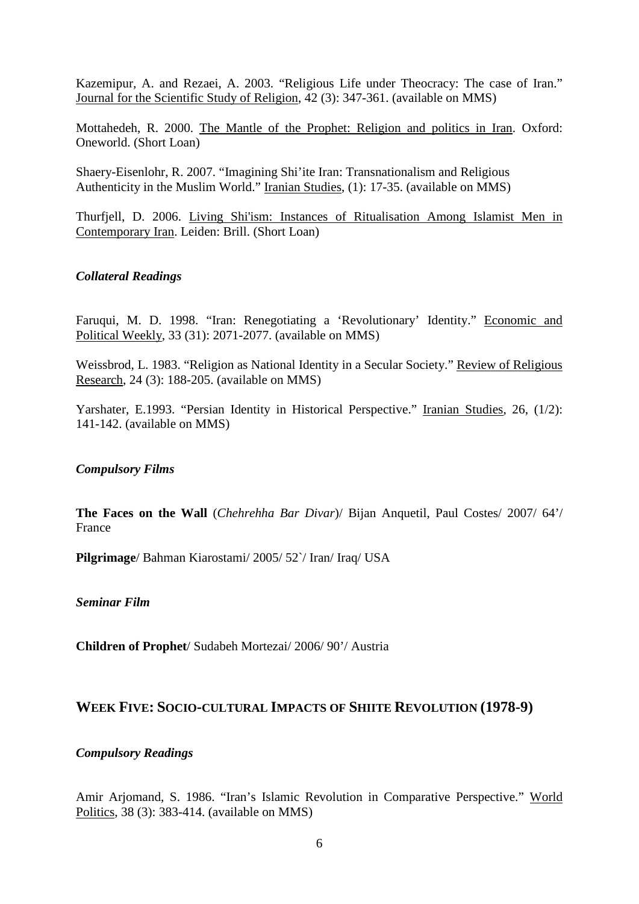Kazemipur, A. and Rezaei, A. 2003. “Religious Life under Theocracy: The case of Iran.” Journal for the Scientific Study of Religion, 42 (3): 347-361. (available on MMS)

Mottahedeh, R. 2000. The Mantle of the Prophet: Religion and politics in Iran. Oxford: Oneworld. (Short Loan)

Shaery-Eisenlohr, R. 2007. “Imagining Shi’ite Iran: Transnationalism and Religious Authenticity in the Muslim World.” Iranian Studies, (1): 17-35. (available on MMS)

Thurfjell, D. 2006. Living Shi'ism: Instances of Ritualisation Among Islamist Men in Contemporary Iran. Leiden: Brill. (Short Loan)

### *Collateral Readings*

Faruqui, M. D. 1998. “Iran: Renegotiating a ‘Revolutionary’ Identity.” Economic and Political Weekly, 33 (31): 2071-2077. (available on MMS)

Weissbrod, L. 1983. “Religion as National Identity in a Secular Society.” Review of Religious Research, 24 (3): 188-205. (available on MMS)

Yarshater, E.1993. “Persian Identity in Historical Perspective.” Iranian Studies, 26, (1/2): 141-142. (available on MMS)

### *Compulsory Films*

**The Faces on the Wall** (*Chehrehha Bar Divar*)/ Bijan Anquetil, Paul Costes/ 2007/ 64’/ France

**Pilgrimage**/ Bahman Kiarostami/ 2005/ 52`/ Iran/ Iraq/ USA

### *Seminar Film*

**Children of Prophet**/ Sudabeh Mortezai/ 2006/ 90’/ Austria

## WEEK FIVE: SOCIO-CULTURAL IMPACTS OF SHIITE REVOLUTION (1978-9)

### *Compulsory Readings*

Amir Arjomand, S. 1986. “Iran’s Islamic Revolution in Comparative Perspective.” World Politics, 38 (3): 383-414. (available on MMS)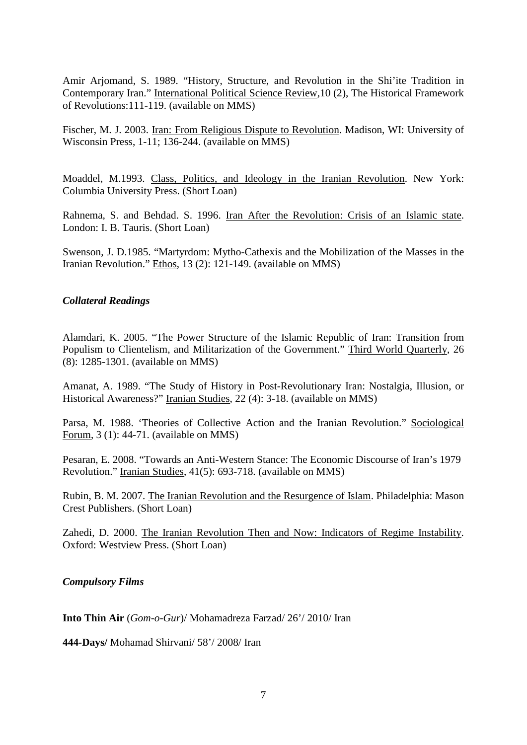Amir Arjomand, S. 1989. “History, Structure, and Revolution in the Shi’ite Tradition in Contemporary Iran.” International Political Science Review,10 (2), The Historical Framework of Revolutions:111-119. (available on MMS)

Fischer, M. J. 2003. Iran: From Religious Dispute to Revolution. Madison, WI: University of Wisconsin Press, 1-11; 136-244. (available on MMS)

Moaddel, M.1993. Class, Politics, and Ideology in the Iranian Revolution. New York: Columbia University Press. (Short Loan)

Rahnema, S. and Behdad. S. 1996. Iran After the Revolution: Crisis of an Islamic state. London: I. B. Tauris. (Short Loan)

Swenson, J. D.1985. “Martyrdom: Mytho-Cathexis and the Mobilization of the Masses in the Iranian Revolution.” Ethos, 13 (2): 121-149. (available on MMS)

***Collateral Readings***

Alamdari, K. 2005. “The Power Structure of the Islamic Republic of Iran: Transition from Populism to Clientelism, and Militarization of the Government.” Third World Quarterly, 26 (8): 1285-1301. (available on MMS)

Amanat, A. 1989. “The Study of History in Post-Revolutionary Iran: Nostalgia, Illusion, or Historical Awareness?” Iranian Studies, 22 (4): 3-18. (available on MMS)

Parsa, M. 1988. ‘Theories of Collective Action and the Iranian Revolution.” Sociological Forum, 3 (1): 44-71. (available on MMS)

Pesaran, E. 2008. “Towards an Anti-Western Stance: The Economic Discourse of Iran’s 1979 Revolution.” Iranian Studies, 41(5): 693-718. (available on MMS)

Rubin, B. M. 2007. The Iranian Revolution and the Resurgence of Islam. Philadelphia: Mason Crest Publishers. (Short Loan)

Zahedi, D. 2000. The Iranian Revolution Then and Now: Indicators of Regime Instability. Oxford: Westview Press. (Short Loan)

***Compulsory Films***

**Into Thin Air** (*Gom-o-Gur*)/ Mohamadreza Farzad/ 26’/ 2010/ Iran

**444-Days/** Mohamad Shirvani/ 58’/ 2008/ Iran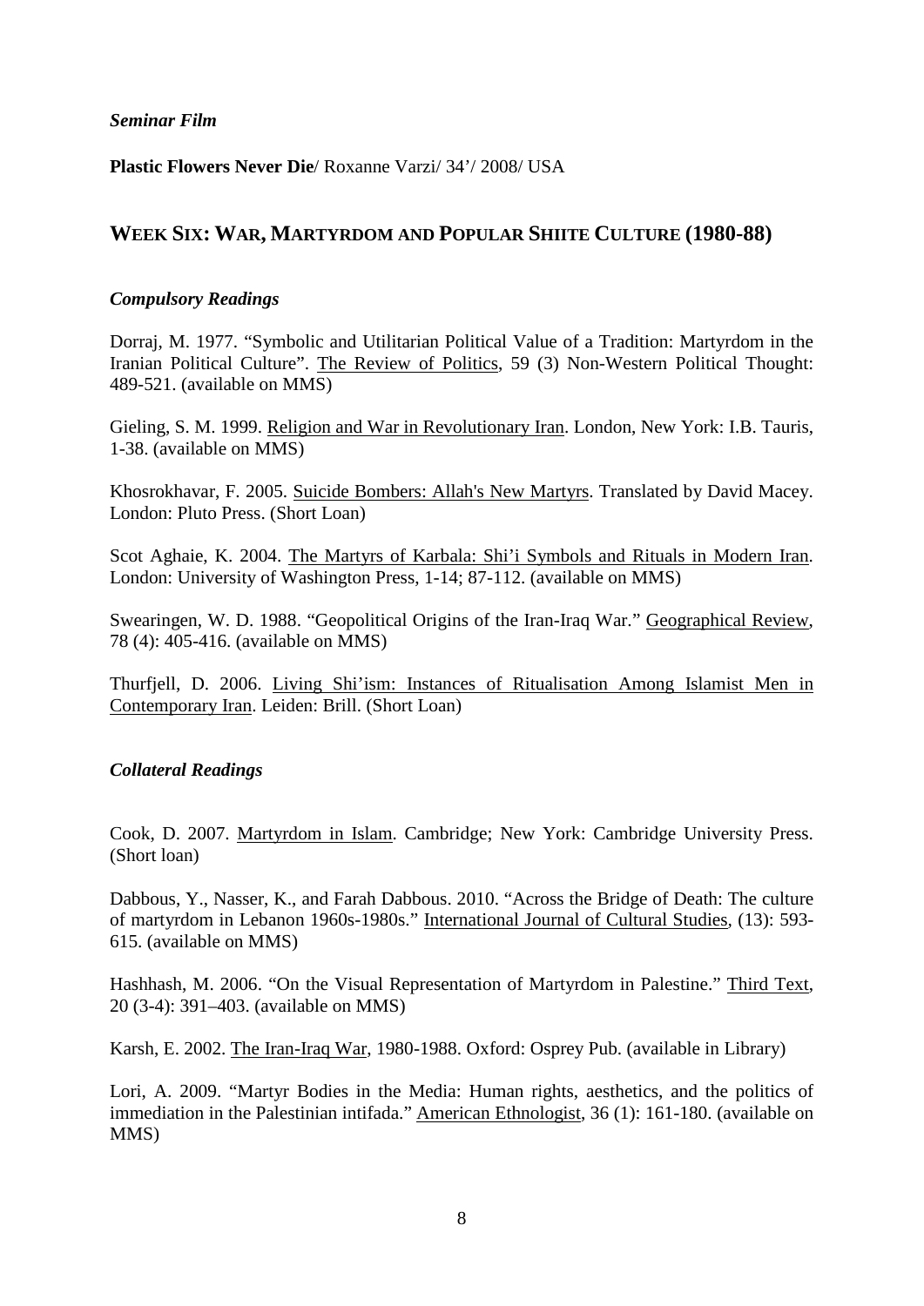### *Seminar Film*

**Plastic Flowers Never Die**/ Roxanne Varzi/ 34'/ 2008/ USA

## WEEK SIX: WAR, MARTYRDOM AND POPULAR SHIITE CULTURE (1980-88)

### *Compulsory Readings*

Dorraj, M. 1977. "Symbolic and Utilitarian Political Value of a Tradition: Martyrdom in the Iranian Political Culture". The Review of Politics, 59 (3) Non-Western Political Thought: 489-521. (available on MMS)

Gieling, S. M. 1999. Religion and War in Revolutionary Iran. London, New York: I.B. Tauris, 1-38. (available on MMS)

Khosrokhavar, F. 2005. Suicide Bombers: Allah's New Martyrs. Translated by David Macey. London: Pluto Press. (Short Loan)

Scot Aghaie, K. 2004. The Martyrs of Karbala: Shi'i Symbols and Rituals in Modern Iran. London: University of Washington Press, 1-14; 87-112. (available on MMS)

Swearingen, W. D. 1988. "Geopolitical Origins of the Iran-Iraq War." Geographical Review, 78 (4): 405-416. (available on MMS)

Thurfjell, D. 2006. Living Shi'ism: Instances of Ritualisation Among Islamist Men in Contemporary Iran. Leiden: Brill. (Short Loan)

### *Collateral Readings*

Cook, D. 2007. Martyrdom in Islam. Cambridge; New York: Cambridge University Press. (Short loan)

Dabbous, Y., Nasser, K., and Farah Dabbous. 2010. "Across the Bridge of Death: The culture of martyrdom in Lebanon 1960s-1980s." International Journal of Cultural Studies, (13): 593-615. (available on MMS)

Hashhash, M. 2006. "On the Visual Representation of Martyrdom in Palestine." Third Text, 20 (3-4): 391–403. (available on MMS)

Karsh, E. 2002. The Iran-Iraq War, 1980-1988. Oxford: Osprey Pub. (available in Library)

Lori, A. 2009. "Martyr Bodies in the Media: Human rights, aesthetics, and the politics of immediation in the Palestinian intifada." American Ethnologist, 36 (1): 161-180. (available on MMS)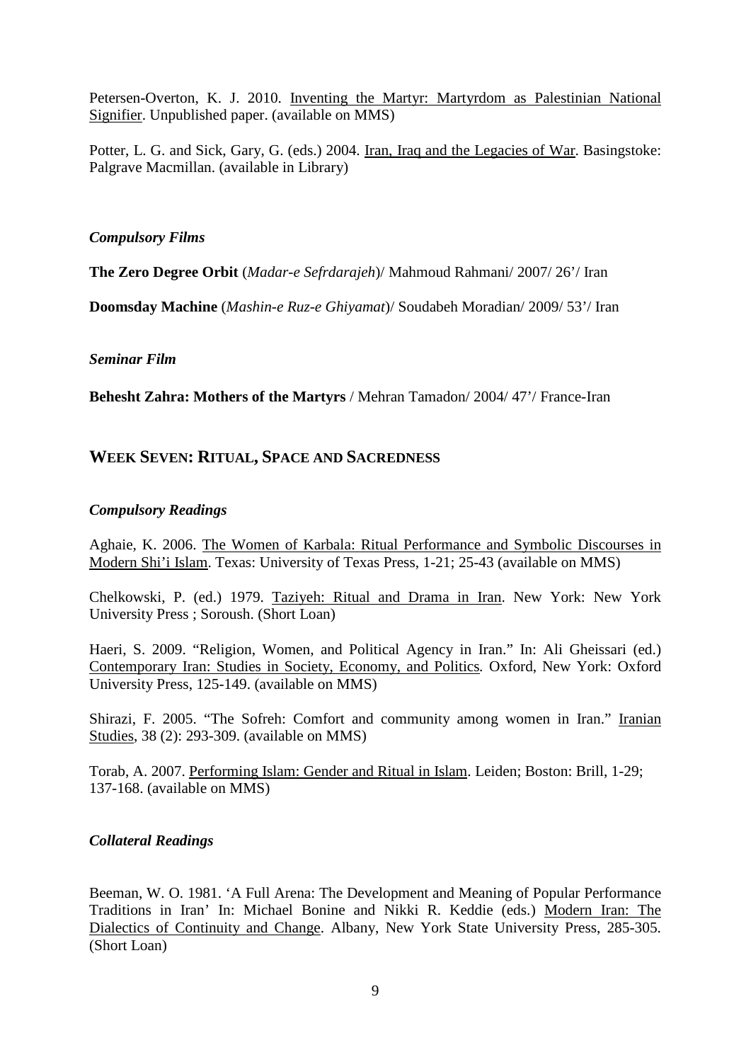Petersen-Overton, K. J. 2010. Inventing the Martyr: Martyrdom as Palestinian National Signifier. Unpublished paper. (available on MMS)

Potter, L. G. and Sick, Gary, G. (eds.) 2004. Iran, Iraq and the Legacies of War. Basingstoke: Palgrave Macmillan. (available in Library)

### *Compulsory Films*

**The Zero Degree Orbit** (*Madar-e Sefrdarajeh*)/ Mahmoud Rahmani/ 2007/ 26'/ Iran

**Doomsday Machine** (*Mashin-e Ruz-e Ghiyamat*)/ Soudabeh Moradian/ 2009/ 53'/ Iran

### *Seminar Film*

**Behesht Zahra: Mothers of the Martyrs** / Mehran Tamadon/ 2004/ 47'/ France-Iran

## WEEK SEVEN: RITUAL, SPACE AND SACREDNESS

### *Compulsory Readings*

Aghaie, K. 2006. The Women of Karbala: Ritual Performance and Symbolic Discourses in Modern Shi'i Islam. Texas: University of Texas Press, 1-21; 25-43 (available on MMS)

Chelkowski, P. (ed.) 1979. Taziyeh: Ritual and Drama in Iran. New York: New York University Press ; Soroush. (Short Loan)

Haeri, S. 2009. "Religion, Women, and Political Agency in Iran." In: Ali Gheissari (ed.) Contemporary Iran: Studies in Society, Economy, and Politics. Oxford, New York: Oxford University Press, 125-149. (available on MMS)

Shirazi, F. 2005. "The Sofreh: Comfort and community among women in Iran." Iranian Studies, 38 (2): 293-309. (available on MMS)

Torab, A. 2007. Performing Islam: Gender and Ritual in Islam. Leiden; Boston: Brill, 1-29; 137-168. (available on MMS)

### *Collateral Readings*

Beeman, W. O. 1981. 'A Full Arena: The Development and Meaning of Popular Performance Traditions in Iran' In: Michael Bonine and Nikki R. Keddie (eds.) Modern Iran: The Dialectics of Continuity and Change. Albany, New York State University Press, 285-305. (Short Loan)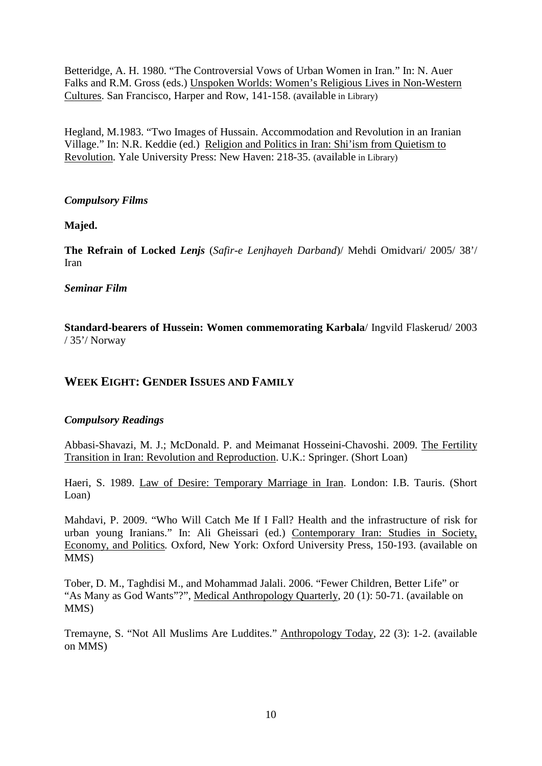Betteridge, A. H. 1980. "The Controversial Vows of Urban Women in Iran." In: N. Auer Falks and R.M. Gross (eds.) Unspoken Worlds: Women's Religious Lives in Non-Western Cultures. San Francisco, Harper and Row, 141-158. (available in Library)

Hegland, M.1983. "Two Images of Hussain. Accommodation and Revolution in an Iranian Village." In: N.R. Keddie (ed.) Religion and Politics in Iran: Shi'ism from Quietism to Revolution*.* Yale University Press: New Haven: 218-35. (available in Library)

***Compulsory Films***

**Majed.**

**The Refrain of Locked *Lenjs*** (*Safir-e Lenjhayeh Darband*)/ Mehdi Omidvari/ 2005/ 38'/ Iran

***Seminar Film***

**Standard-bearers of Hussein: Women commemorating Karbala**/ Ingvild Flaskerud/ 2003 / 35'/ Norway

## WEEK EIGHT: GENDER ISSUES AND FAMILY

***Compulsory Readings***

Abbasi-Shavazi, M. J.; McDonald. P. and Meimanat Hosseini-Chavoshi. 2009. The Fertility Transition in Iran: Revolution and Reproduction. U.K.: Springer. (Short Loan)

Haeri, S. 1989. Law of Desire: Temporary Marriage in Iran. London: I.B. Tauris. (Short Loan)

Mahdavi, P. 2009. "Who Will Catch Me If I Fall? Health and the infrastructure of risk for urban young Iranians." In: Ali Gheissari (ed.) Contemporary Iran: Studies in Society, Economy, and Politics*.* Oxford, New York: Oxford University Press, 150-193. (available on MMS)

Tober, D. M., Taghdisi M., and Mohammad Jalali. 2006. "Fewer Children, Better Life" or "As Many as God Wants"?", Medical Anthropology Quarterly, 20 (1): 50-71. (available on MMS)

Tremayne, S. "Not All Muslims Are Luddites." Anthropology Today, 22 (3): 1-2. (available on MMS)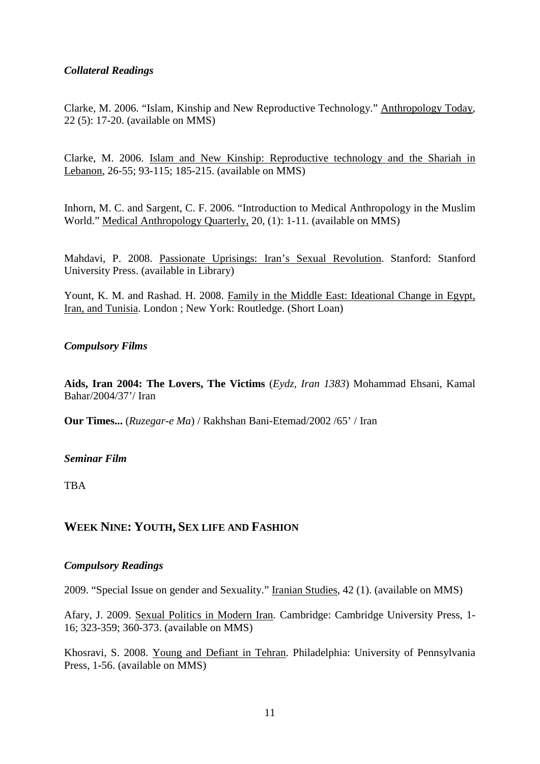### *Collateral Readings*

Clarke, M. 2006. "Islam, Kinship and New Reproductive Technology." Anthropology Today, 22 (5): 17-20. (available on MMS)

Clarke, M. 2006. Islam and New Kinship: Reproductive technology and the Shariah in Lebanon, 26-55; 93-115; 185-215. (available on MMS)

Inhorn, M. C. and Sargent, C. F. 2006. "Introduction to Medical Anthropology in the Muslim World." Medical Anthropology Quarterly, 20, (1): 1-11. (available on MMS)

Mahdavi, P. 2008. Passionate Uprisings: Iran's Sexual Revolution. Stanford: Stanford University Press. (available in Library)

Yount, K. M. and Rashad. H. 2008. Family in the Middle East: Ideational Change in Egypt, Iran, and Tunisia. London ; New York: Routledge. (Short Loan)

### *Compulsory Films*

**Aids, Iran 2004: The Lovers, The Victims** (*Eydz, Iran 1383*) Mohammad Ehsani, Kamal Bahar/2004/37'/ Iran

**Our Times...** (*Ruzegar-e Ma*) / Rakhshan Bani-Etemad/2002 /65' / Iran

### *Seminar Film*

TBA

## WEEK NINE: YOUTH, SEX LIFE AND FASHION

### *Compulsory Readings*

2009. "Special Issue on gender and Sexuality." Iranian Studies, 42 (1). (available on MMS)

Afary, J. 2009. Sexual Politics in Modern Iran. Cambridge: Cambridge University Press, 1-16; 323-359; 360-373. (available on MMS)

Khosravi, S. 2008. Young and Defiant in Tehran. Philadelphia: University of Pennsylvania Press, 1-56. (available on MMS)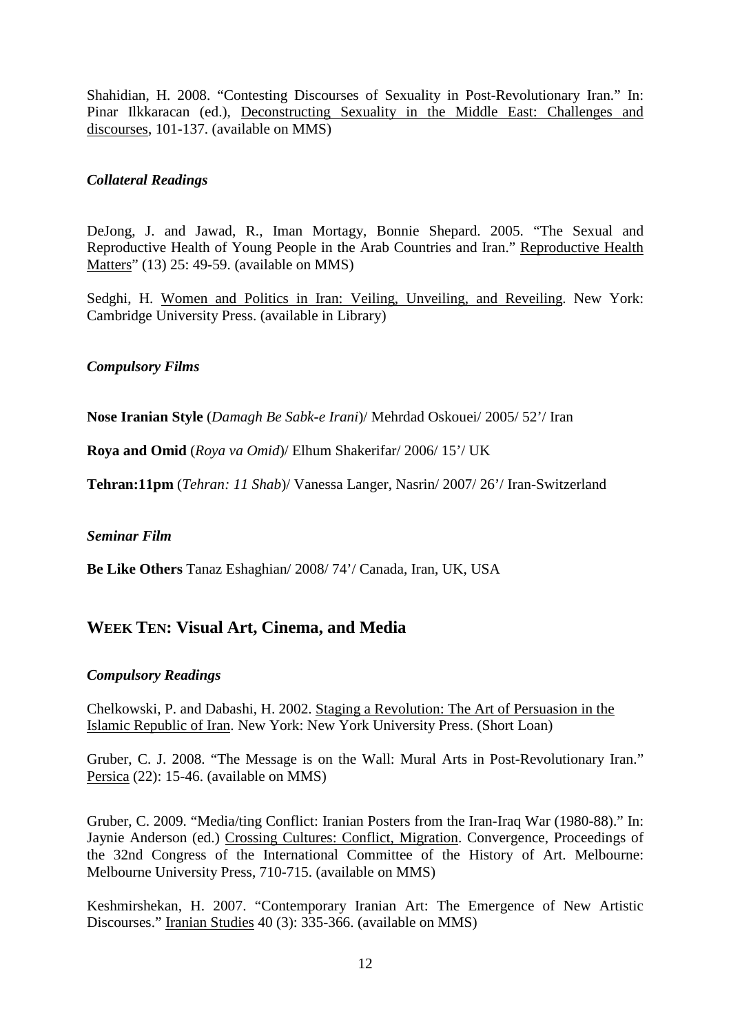Shahidian, H. 2008. "Contesting Discourses of Sexuality in Post-Revolutionary Iran." In: Pinar Ilkkaracan (ed.), <u>Deconstructing Sexuality in the Middle East: Challenges and discourses</u>, 101-137. (available on MMS)

### *Collateral Readings*

DeJong, J. and Jawad, R., Iman Mortagy, Bonnie Shepard. 2005. "The Sexual and Reproductive Health of Young People in the Arab Countries and Iran." <u>Reproductive Health Matters</u>" (13) 25: 49-59. (available on MMS)

Sedghi, H. <u>Women and Politics in Iran: Veiling, Unveiling, and Reveiling</u>. New York: Cambridge University Press. (available in Library)

### *Compulsory Films*

**Nose Iranian Style** (*Damagh Be Sabk-e Irani*)/ Mehrdad Oskouei/ 2005/ 52'/ Iran

**Roya and Omid** (*Roya va Omid*)/ Elhum Shakerifar/ 2006/ 15'/ UK

**Tehran:11pm** (*Tehran: 11 Shab*)/ Vanessa Langer, Nasrin/ 2007/ 26'/ Iran-Switzerland

### *Seminar Film*

**Be Like Others** Tanaz Eshaghian/ 2008/ 74'/ Canada, Iran, UK, USA

## WEEK TEN: Visual Art, Cinema, and Media

### *Compulsory Readings*

Chelkowski, P. and Dabashi, H. 2002. <u>Staging a Revolution: The Art of Persuasion in the Islamic Republic of Iran</u>. New York: New York University Press. (Short Loan)

Gruber, C. J. 2008. "The Message is on the Wall: Mural Arts in Post-Revolutionary Iran." <u>Persica</u> (22): 15-46. (available on MMS)

Gruber, C. 2009. "Media/ting Conflict: Iranian Posters from the Iran-Iraq War (1980-88)." In: Jaynie Anderson (ed.) <u>Crossing Cultures: Conflict, Migration</u>. Convergence, Proceedings of the 32nd Congress of the International Committee of the History of Art. Melbourne: Melbourne University Press, 710-715. (available on MMS)

Keshmirshekan, H. 2007. "Contemporary Iranian Art: The Emergence of New Artistic Discourses." <u>Iranian Studies</u> 40 (3): 335-366. (available on MMS)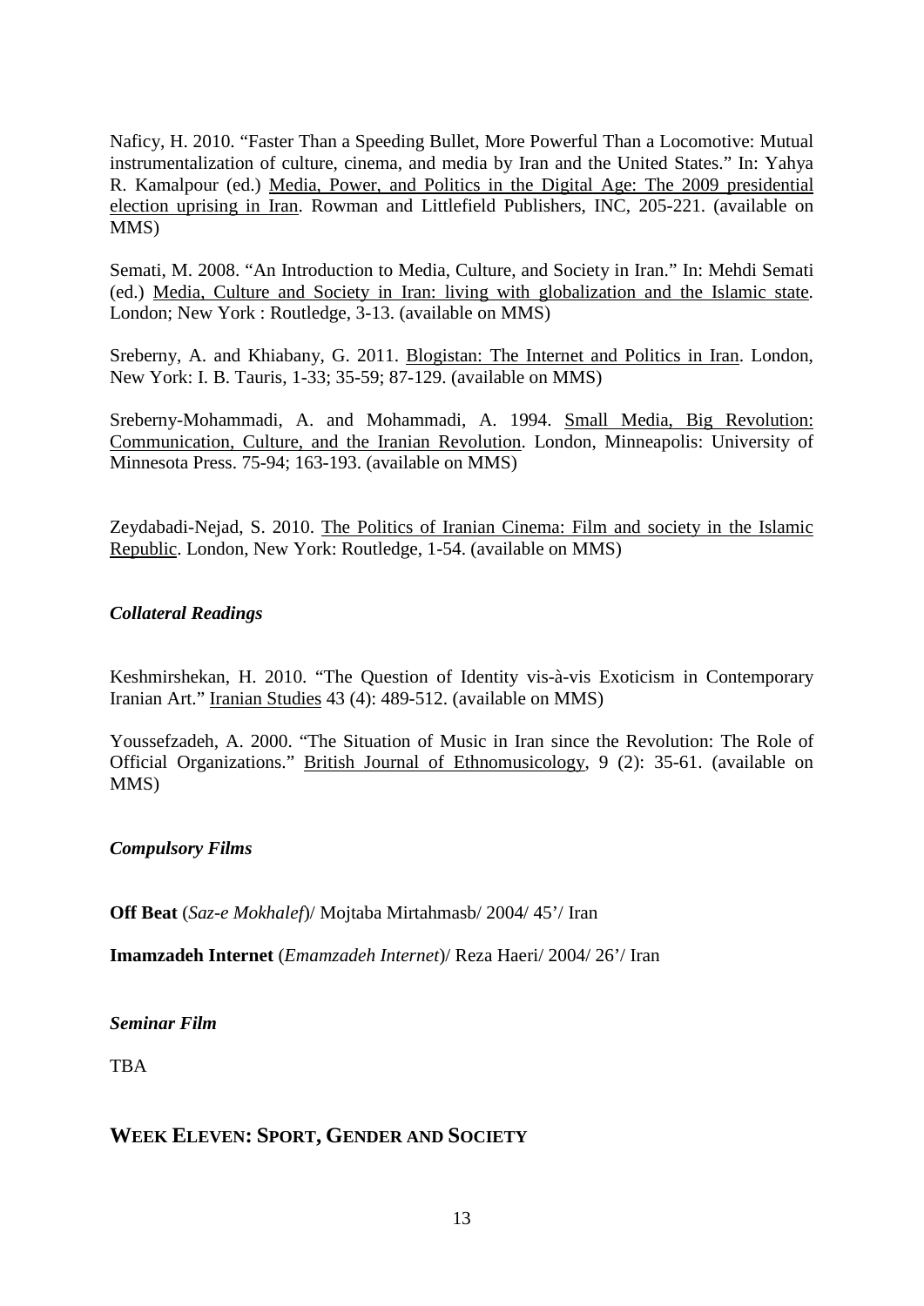Naficy, H. 2010. "Faster Than a Speeding Bullet, More Powerful Than a Locomotive: Mutual instrumentalization of culture, cinema, and media by Iran and the United States." In: Yahya R. Kamalpour (ed.) Media, Power, and Politics in the Digital Age: The 2009 presidential election uprising in Iran. Rowman and Littlefield Publishers, INC, 205-221. (available on MMS)

Semati, M. 2008. "An Introduction to Media, Culture, and Society in Iran." In: Mehdi Semati (ed.) Media, Culture and Society in Iran: living with globalization and the Islamic state. London; New York : Routledge, 3-13. (available on MMS)

Sreberny, A. and Khiabany, G. 2011. Blogistan: The Internet and Politics in Iran. London, New York: I. B. Tauris, 1-33; 35-59; 87-129. (available on MMS)

Sreberny-Mohammadi, A. and Mohammadi, A. 1994. Small Media, Big Revolution: Communication, Culture, and the Iranian Revolution. London, Minneapolis: University of Minnesota Press. 75-94; 163-193. (available on MMS)

Zeydabadi-Nejad, S. 2010. The Politics of Iranian Cinema: Film and society in the Islamic Republic. London, New York: Routledge, 1-54. (available on MMS)

### *Collateral Readings*

Keshmirshekan, H. 2010. "The Question of Identity vis-à-vis Exoticism in Contemporary Iranian Art." Iranian Studies 43 (4): 489-512. (available on MMS)

Youssefzadeh, A. 2000. "The Situation of Music in Iran since the Revolution: The Role of Official Organizations." British Journal of Ethnomusicology, 9 (2): 35-61. (available on MMS)

### *Compulsory Films*

**Off Beat** (*Saz-e Mokhalef*)/ Mojtaba Mirtahmasb/ 2004/ 45'/ Iran

**Imamzadeh Internet** (*Emamzadeh Internet*)/ Reza Haeri/ 2004/ 26'/ Iran

### *Seminar Film*

TBA

## WEEK ELEVEN: SPORT, GENDER AND SOCIETY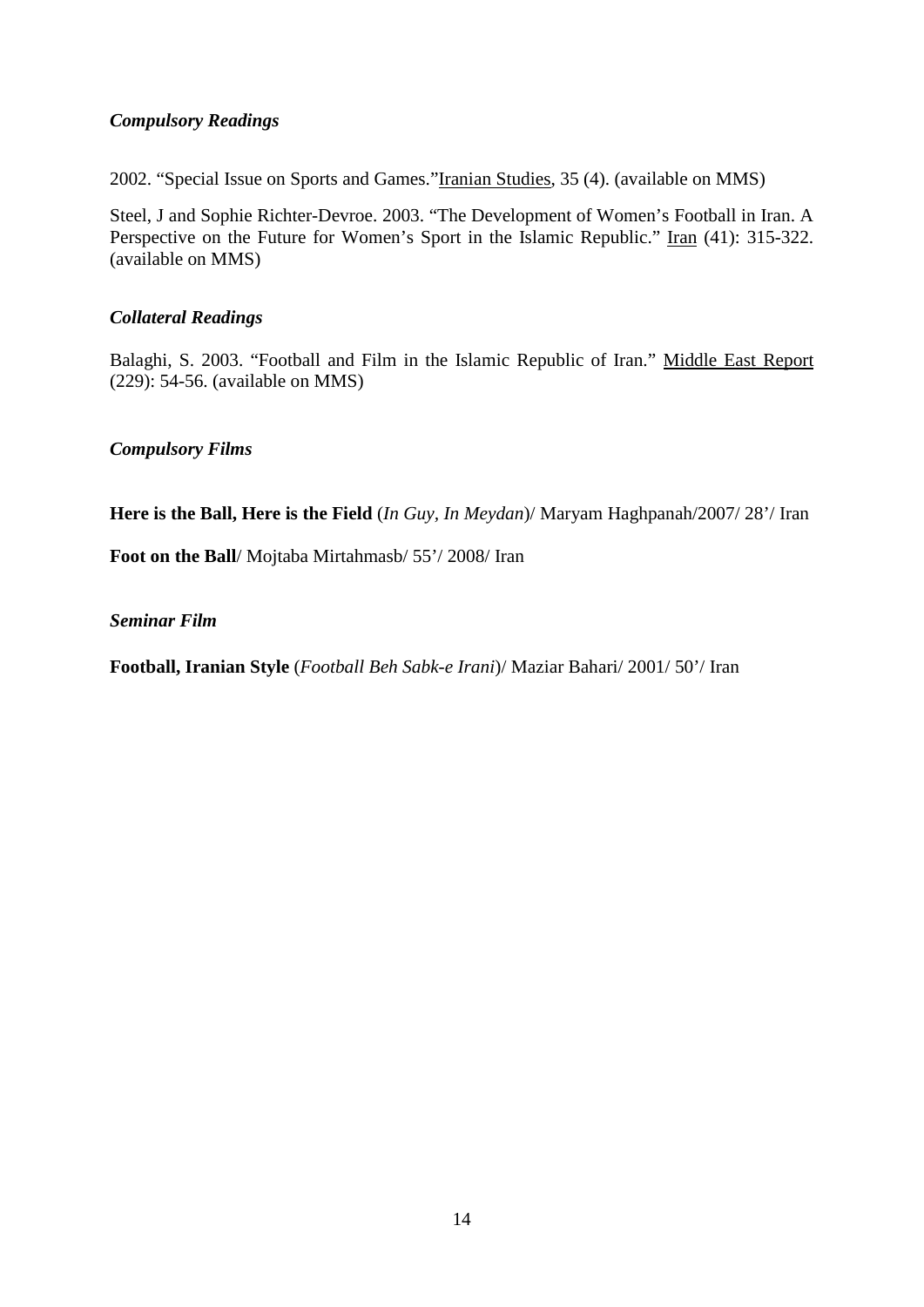### *Compulsory Readings*

2002. "Special Issue on Sports and Games."Iranian Studies, 35 (4). (available on MMS)

Steel, J and Sophie Richter-Devroe. 2003. "The Development of Women's Football in Iran. A Perspective on the Future for Women's Sport in the Islamic Republic." Iran (41): 315-322. (available on MMS)

### *Collateral Readings*

Balaghi, S. 2003. "Football and Film in the Islamic Republic of Iran." Middle East Report (229): 54-56. (available on MMS)

### *Compulsory Films*

**Here is the Ball, Here is the Field** (*In Guy, In Meydan*)/ Maryam Haghpanah/2007/ 28'/ Iran

**Foot on the Ball**/ Mojtaba Mirtahmasb/ 55'/ 2008/ Iran

### *Seminar Film*

**Football, Iranian Style** (*Football Beh Sabk-e Irani*)/ Maziar Bahari/ 2001/ 50'/ Iran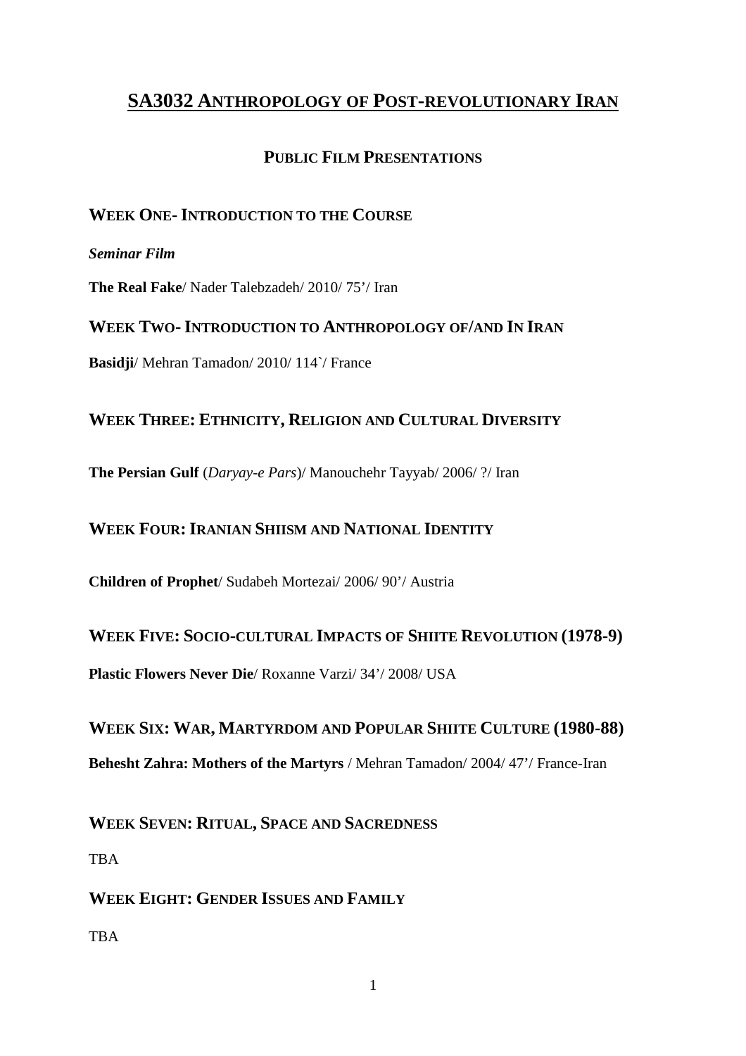# SA3032 ANTHROPOLOGY OF POST-REVOLUTIONARY IRAN

## PUBLIC FILM PRESENTATIONS

### WEEK ONE- INTRODUCTION TO THE COURSE

***Seminar Film***

**The Real Fake**/ Nader Talebzadeh/ 2010/ 75'/ Iran

### WEEK TWO- INTRODUCTION TO ANTHROPOLOGY OF/AND IN IRAN

**Basidji**/ Mehran Tamadon/ 2010/ 114`/ France

### WEEK THREE: ETHNICITY, RELIGION AND CULTURAL DIVERSITY

**The Persian Gulf** (*Daryay-e Pars*)/ Manouchehr Tayyab/ 2006/ ?/ Iran

### WEEK FOUR: IRANIAN SHIISM AND NATIONAL IDENTITY

**Children of Prophet**/ Sudabeh Mortezai/ 2006/ 90'/ Austria

### WEEK FIVE: SOCIO-CULTURAL IMPACTS OF SHIITE REVOLUTION (1978-9)

**Plastic Flowers Never Die**/ Roxanne Varzi/ 34'/ 2008/ USA

### WEEK SIX: WAR, MARTYRDOM AND POPULAR SHIITE CULTURE (1980-88)

**Behesht Zahra: Mothers of the Martyrs** / Mehran Tamadon/ 2004/ 47'/ France-Iran

### WEEK SEVEN: RITUAL, SPACE AND SACREDNESS

TBA

### WEEK EIGHT: GENDER ISSUES AND FAMILY

TBA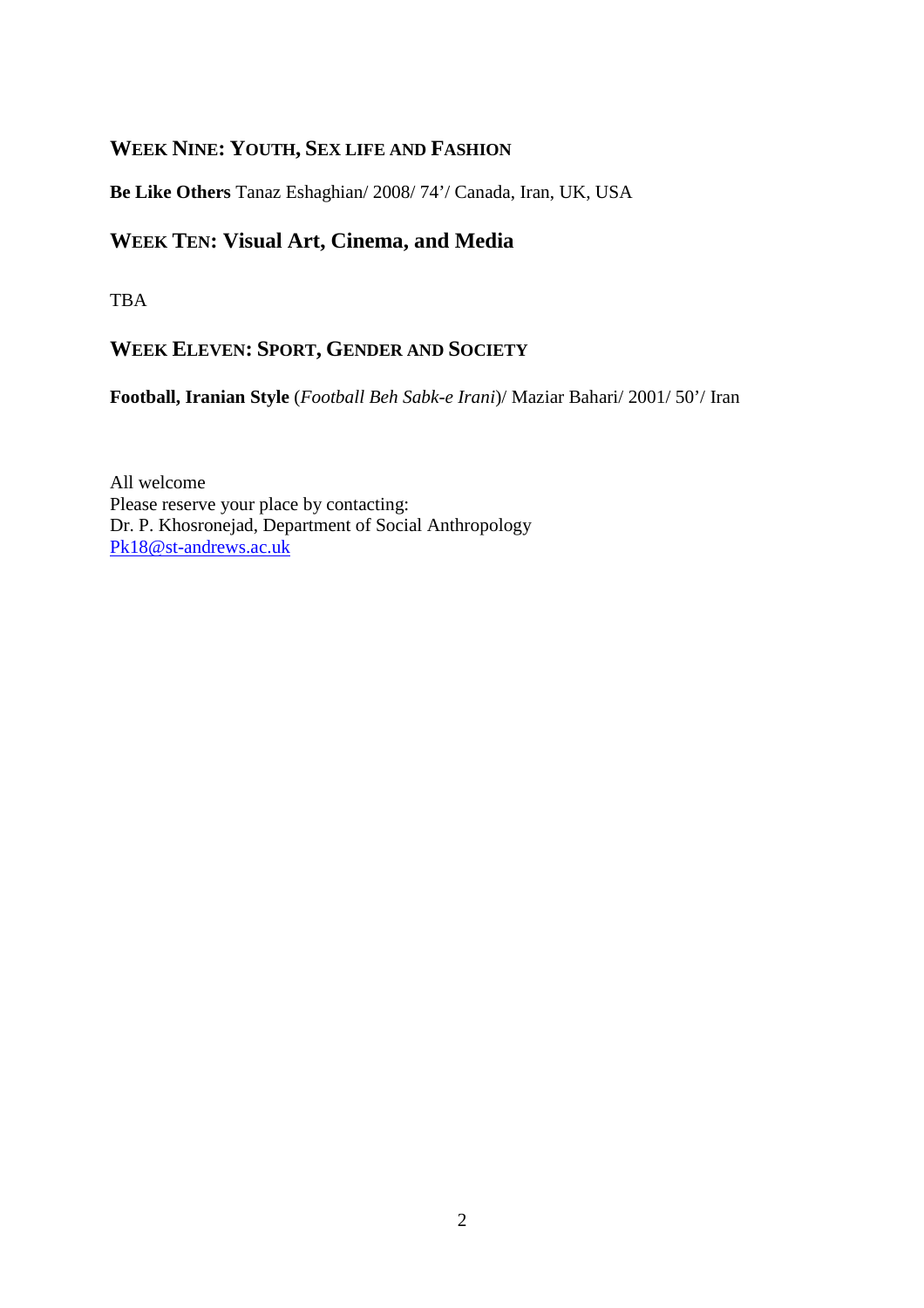## WEEK NINE: YOUTH, SEX LIFE AND FASHION

**Be Like Others** Tanaz Eshaghian/ 2008/ 74'/ Canada, Iran, UK, USA

## WEEK TEN: Visual Art, Cinema, and Media

TBA

## WEEK ELEVEN: SPORT, GENDER AND SOCIETY

**Football, Iranian Style** (*Football Beh Sabk-e Irani*)/ Maziar Bahari/ 2001/ 50'/ Iran

All welcome
Please reserve your place by contacting:
Dr. P. Khosronejad, Department of Social Anthropology
Pk18@st-andrews.ac.uk